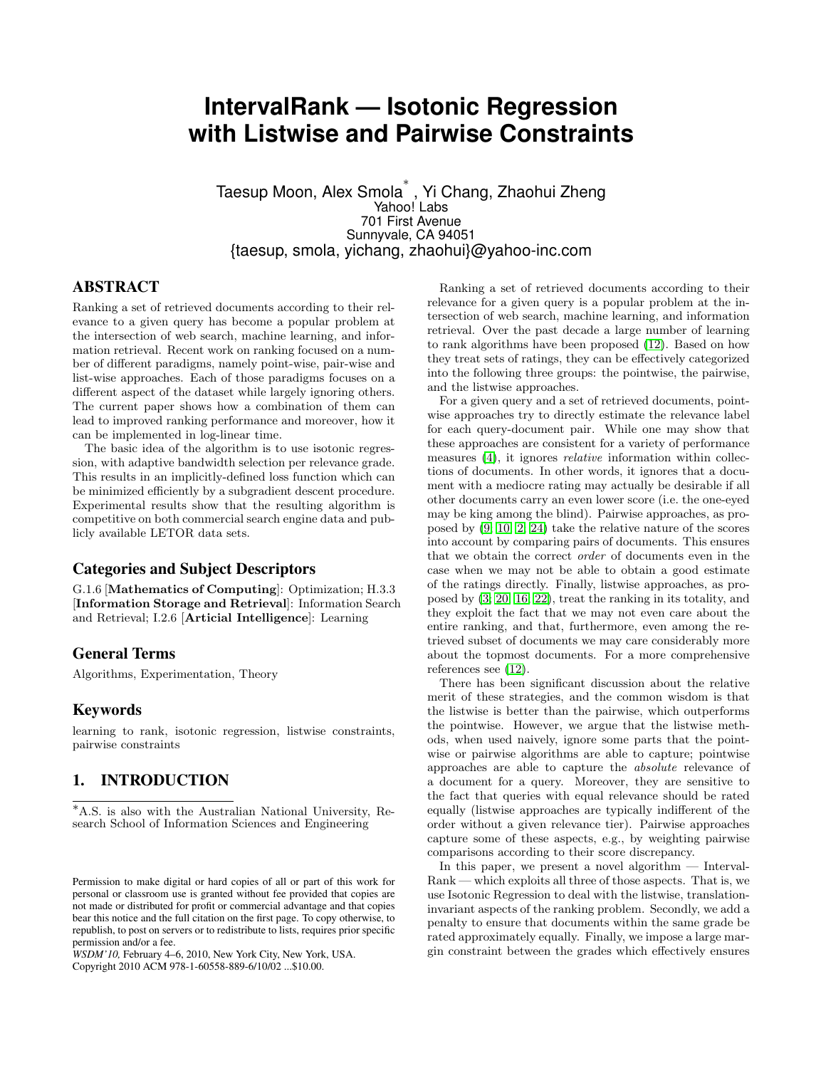# IntervalRank — Isotonic Regression with Listwise and Pairwise Constraints

Taesup Moon, Alex Smola*, Yi Chang, Zhaohui Zheng
Yahoo! Labs
701 First Avenue
Sunnyvale, CA 94051
{taesup, smola, yichang, zhaohui}@yahoo-inc.com

## ABSTRACT

Ranking a set of retrieved documents according to their relevance to a given query has become a popular problem at the intersection of web search, machine learning, and information retrieval. Recent work on ranking focused on a number of different paradigms, namely point-wise, pair-wise and list-wise approaches. Each of those paradigms focuses on a different aspect of the dataset while largely ignoring others. The current paper shows how a combination of them can lead to improved ranking performance and moreover, how it can be implemented in log-linear time.

The basic idea of the algorithm is to use isotonic regression, with adaptive bandwidth selection per relevance grade. This results in an implicitly-defined loss function which can be minimized efficiently by a subgradient descent procedure. Experimental results show that the resulting algorithm is competitive on both commercial search engine data and publicly available LETOR data sets.

### Categories and Subject Descriptors

G.1.6 [**Mathematics of Computing**]: Optimization; H.3.3 [**Information Storage and Retrieval**]: Information Search and Retrieval; I.2.6 [**Articial Intelligence**]: Learning

### General Terms

Algorithms, Experimentation, Theory

### Keywords

learning to rank, isotonic regression, listwise constraints, pairwise constraints

## 1. INTRODUCTION

Ranking a set of retrieved documents according to their relevance for a given query is a popular problem at the intersection of web search, machine learning, and information retrieval. Over the past decade a large number of learning to rank algorithms have been proposed [12]. Based on how they treat sets of ratings, they can be effectively categorized into the following three groups: the pointwise, the pairwise, and the listwise approaches.

For a given query and a set of retrieved documents, pointwise approaches try to directly estimate the relevance label for each query-document pair. While one may show that these approaches are consistent for a variety of performance measures [4], it ignores *relative* information within collections of documents. In other words, it ignores that a document with a mediocre rating may actually be desirable if all other documents carry an even lower score (i.e. the one-eyed may be king among the blind). Pairwise approaches, as proposed by [9, 10, 2, 24] take the relative nature of the scores into account by comparing pairs of documents. This ensures that we obtain the correct *order* of documents even in the case when we may not be able to obtain a good estimate of the ratings directly. Finally, listwise approaches, as proposed by [3, 20, 16, 22], treat the ranking in its totality, and they exploit the fact that we may not even care about the entire ranking, and that, furthermore, even among the retrieved subset of documents we may care considerably more about the topmost documents. For a more comprehensive references see [12].

There has been significant discussion about the relative merit of these strategies, and the common wisdom is that the listwise is better than the pairwise, which outperforms the pointwise. However, we argue that the listwise methods, when used naively, ignore some parts that the pointwise or pairwise algorithms are able to capture; pointwise approaches are able to capture the *absolute* relevance of a document for a query. Moreover, they are sensitive to the fact that queries with equal relevance should be rated equally (listwise approaches are typically indifferent of the order without a given relevance tier). Pairwise approaches capture some of these aspects, e.g., by weighting pairwise comparisons according to their score discrepancy.

In this paper, we present a novel algorithm — IntervalRank — which exploits all three of those aspects. That is, we use Isotonic Regression to deal with the listwise, translation-invariant aspects of the ranking problem. Secondly, we add a penalty to ensure that documents within the same grade be rated approximately equally. Finally, we impose a large margin constraint between the grades which effectively ensures

*A.S. is also with the Australian National University, Research School of Information Sciences and Engineering

Permission to make digital or hard copies of all or part of this work for personal or classroom use is granted without fee provided that copies are not made or distributed for profit or commercial advantage and that copies bear this notice and the full citation on the first page. To copy otherwise, to republish, to post on servers or to redistribute to lists, requires prior specific permission and/or a fee.
*WSDM'10,* February 4–6, 2010, New York City, New York, USA.
Copyright 2010 ACM 978-1-60558-889-6/10/02 ...$10.00.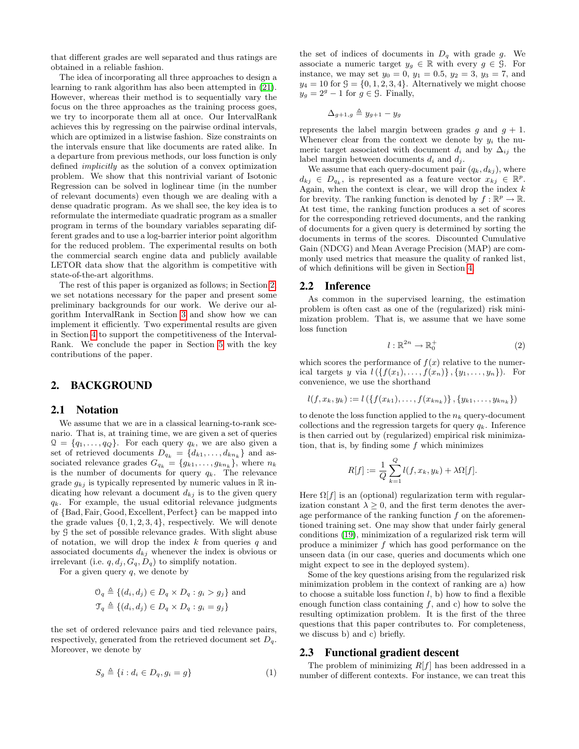that different grades are well separated and thus ratings are obtained in a reliable fashion.

The idea of incorporating all three approaches to design a learning to rank algorithm has also been attempted in [21]. However, whereas their method is to sequentially vary the focus on the three approaches as the training process goes, we try to incorporate them all at once. Our IntervalRank achieves this by regressing on the pairwise ordinal intervals, which are optimized in a listwise fashion. Size constraints on the intervals ensure that like documents are rated alike. In a departure from previous methods, our loss function is only defined *implicitly* as the solution of a convex optimization problem. We show that this nontrivial variant of Isotonic Regression can be solved in loglinear time (in the number of relevant documents) even though we are dealing with a dense quadratic program. As we shall see, the key idea is to reformulate the intermediate quadratic program as a smaller program in terms of the boundary variables separating different grades and to use a log-barrier interior point algorithm for the reduced problem. The experimental results on both the commercial search engine data and publicly available LETOR data show that the algorithm is competitive with state-of-the-art algorithms.

The rest of this paper is organized as follows; in Section 2 we set notations necessary for the paper and present some preliminary backgrounds for our work. We derive our algorithm IntervalRank in Section 3 and show how we can implement it efficiently. Two experimental results are given in Section 4 to support the competitiveness of the IntervalRank. We conclude the paper in Section 5 with the key contributions of the paper.

## 2. BACKGROUND

### 2.1 Notation

We assume that we are in a classical learning-to-rank scenario. That is, at training time, we are given a set of queries $\mathcal{Q} = \{q_1, \ldots, q_Q\}$. For each query $q_k$, we are also given a set of retrieved documents $D_{q_k} = \{d_{k1}, \ldots, d_{kn_k}\}$ and associated relevance grades $G_{q_k} = \{g_{k1}, \ldots, g_{kn_k}\}$, where $n_k$ is the number of documents for query $q_k$. The relevance grade $g_{kj}$ is typically represented by numeric values in $\mathbb{R}$ indicating how relevant a document $d_{kj}$ is to the given query $q_k$. For example, the usual editorial relevance judgments of $\{\text{Bad}, \text{Fair}, \text{Good}, \text{Excellent}, \text{Perfect}\}$ can be mapped into the grade values $\{0, 1, 2, 3, 4\}$, respectively. We will denote by $\mathcal{G}$ the set of possible relevance grades. With slight abuse of notation, we will drop the index $k$ from queries $q$ and associated documents $d_{kj}$ whenever the index is obvious or irrelevant (i.e. $q, d_j, G_q, D_q$) to simplify notation.

For a given query $q$, we denote by

$$\mathcal{O}_q \triangleq \{(d_i, d_j) \in D_q \times D_q : g_i > g_j\} \text{ and}$$
$$\mathcal{T}_q \triangleq \{(d_i, d_j) \in D_q \times D_q : g_i = g_j\}$$

the set of ordered relevance pairs and tied relevance pairs, respectively, generated from the retrieved document set $D_q$. Moreover, we denote by

$$S_g \triangleq \{i : d_i \in D_q, g_i = g\} \tag{1}$$

the set of indices of documents in $D_q$ with grade $g$. We associate a numeric target $y_g \in \mathbb{R}$ with every $g \in \mathcal{G}$. For instance, we may set $y_0 = 0$, $y_1 = 0.5$, $y_2 = 3$, $y_3 = 7$, and $y_4 = 10$ for $\mathcal{G} = \{0, 1, 2, 3, 4\}$. Alternatively we might choose $y_g = 2^g - 1$ for $g \in \mathcal{G}$. Finally,

$$\Delta_{g+1,g} \triangleq y_{g+1} - y_g$$

represents the label margin between grades $g$ and $g+1$. Whenever clear from the context we denote by $y_i$ the numeric target associated with document $d_i$ and by $\Delta_{ij}$ the label margin between documents $d_i$ and $d_j$.

We assume that each query-document pair $(q_k, d_{kj})$, where $d_{kj} \in D_{q_k}$, is represented as a feature vector $x_{kj} \in \mathbb{R}^p$. Again, when the context is clear, we will drop the index $k$ for brevity. The ranking function is denoted by $f : \mathbb{R}^p \to \mathbb{R}$. At test time, the ranking function produces a set of scores for the corresponding retrieved documents, and the ranking of documents for a given query is determined by sorting the documents in terms of the scores. Discounted Cumulative Gain (NDCG) and Mean Average Precision (MAP) are commonly used metrics that measure the quality of ranked list, of which definitions will be given in Section 4.

### 2.2 Inference

As common in the supervised learning, the estimation problem is often cast as one of the (regularized) risk minimization problem. That is, we assume that we have some loss function

$$l : \mathbb{R}^{2n} \to \mathbb{R}_0^+ \tag{2}$$

which scores the performance of $f(x)$ relative to the numerical targets $y$ via $l(\{f(x_1), \ldots, f(x_n)\}, \{y_1, \ldots, y_n\})$. For convenience, we use the shorthand

$$l(f, x_k, y_k) := l(\{f(x_{k1}), \ldots, f(x_{kn_k})\}, \{y_{k1}, \ldots, y_{kn_k}\})$$

to denote the loss function applied to the $n_k$ query-document collections and the regression targets for query $q_k$. Inference is then carried out by (regularized) empirical risk minimization, that is, by finding some $f$ which minimizes

$$R[f] := \frac{1}{Q} \sum_{k=1}^{Q} l(f, x_k, y_k) + \lambda \Omega[f].$$

Here $\Omega[f]$ is an (optional) regularization term with regularization constant $\lambda \geq 0$, and the first term denotes the average performance of the ranking function $f$ on the aforementioned training set. One may show that under fairly general conditions [19], minimization of a regularized risk term will produce a minimizer $f$ which has good performance on the unseen data (in our case, queries and documents which one might expect to see in the deployed system).

Some of the key questions arising from the regularized risk minimization problem in the context of ranking are a) how to choose a suitable loss function $l$, b) how to find a flexible enough function class containing $f$, and c) how to solve the resulting optimization problem. It is the first of the three questions that this paper contributes to. For completeness, we discuss b) and c) briefly.

### 2.3 Functional gradient descent

The problem of minimizing $R[f]$ has been addressed in a number of different contexts. For instance, we can treat this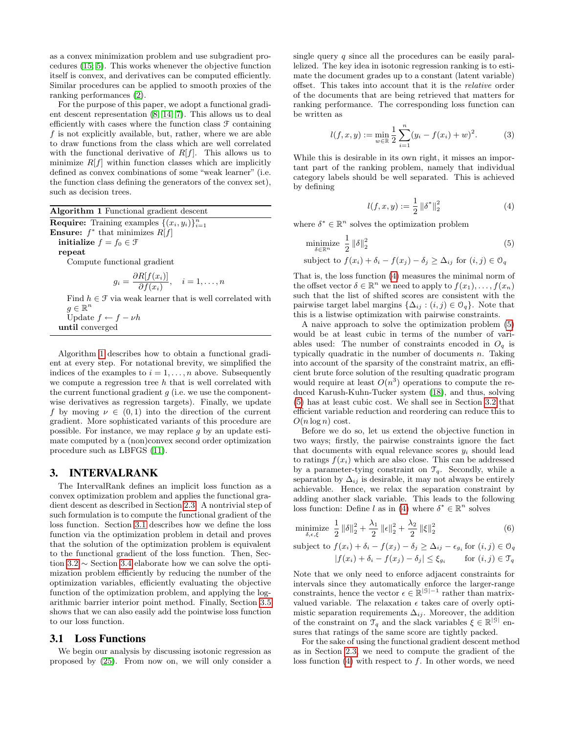as a convex minimization problem and use subgradient procedures (15; 5). This works whenever the objective function itself is convex, and derivatives can be computed efficiently. Similar procedures can be applied to smooth proxies of the ranking performances (2).

For the purpose of this paper, we adopt a functional gradient descent representation (8; 14; 7). This allows us to deal efficiently with cases where the function class $\mathcal{F}$ containing $f$ is not explicitly available, but, rather, where we are able to draw functions from the class which are well correlated with the functional derivative of $R[f]$. This allows us to minimize $R[f]$ within function classes which are implicitly defined as convex combinations of some "weak learner" (i.e. the function class defining the generators of the convex set), such as decision trees.

**Algorithm 1** Functional gradient descent

**Require:** Training examples $\{(x_i, y_i)\}_{i=1}^n$
**Ensure:** $f^*$ that minimizes $R[f]$
  **initialize** $f = f_0 \in \mathcal{F}$
  **repeat**
    Compute functional gradient

$$g_i = \frac{\partial R[f(x_i)]}{\partial f(x_i)}, \quad i = 1, \ldots, n$$

    Find $h \in \mathcal{F}$ via weak learner that is well correlated with $g \in \mathbb{R}^n$
    Update $f \leftarrow f - \nu h$
  **until** converged

Algorithm 1 describes how to obtain a functional gradient at every step. For notational brevity, we simplified the indices of the examples to $i = 1, \ldots, n$ above. Subsequently we compute a regression tree $h$ that is well correlated with the current functional gradient $g$ (i.e. we use the componentwise derivatives as regression targets). Finally, we update $f$ by moving $\nu \in (0, 1)$ into the direction of the current gradient. More sophisticated variants of this procedure are possible. For instance, we may replace $g$ by an update estimate computed by a (non)convex second order optimization procedure such as LBFGS (11).

## 3. INTERVALRANK

The IntervalRank defines an implicit loss function as a convex optimization problem and applies the functional gradient descent as described in Section 2.3. A nontrivial step of such formulation is to compute the functional gradient of the loss function. Section 3.1 describes how we define the loss function via the optimization problem in detail and proves that the solution of the optimization problem is equivalent to the functional gradient of the loss function. Then, Section 3.2 ∼ Section 3.4 elaborate how we can solve the optimization problem efficiently by reducing the number of the optimization variables, efficiently evaluating the objective function of the optimization problem, and applying the log-arithmic barrier interior point method. Finally, Section 3.5 shows that we can also easily add the pointwise loss function to our loss function.

### 3.1 Loss Functions

We begin our analysis by discussing isotonic regression as proposed by (25). From now on, we will only consider a single query $q$ since all the procedures can be easily parallelized. The key idea in isotonic regression ranking is to estimate the document grades up to a constant (latent variable) offset. This takes into account that it is the *relative* order of the documents that are being retrieved that matters for ranking performance. The corresponding loss function can be written as

$$l(f, x, y) := \min_{w \in \mathbb{R}} \frac{1}{2} \sum_{i=1}^{n} (y_i - f(x_i) + w)^2. \tag{3}$$

While this is desirable in its own right, it misses an important part of the ranking problem, namely that individual category labels should be well separated. This is achieved by defining

$$l(f, x, y) := \frac{1}{2} \|\delta^*\|_2^2 \tag{4}$$

where $\delta^* \in \mathbb{R}^n$ solves the optimization problem

$$\begin{aligned} &\underset{\delta \in \mathbb{R}^n}{\text{minimize}} \ \ \frac{1}{2} \|\delta\|_2^2 \\ &\text{subject to } f(x_i) + \delta_i - f(x_j) - \delta_j \geq \Delta_{ij} \text{ for } (i,j) \in \mathcal{O}_q \end{aligned} \tag{5}$$

That is, the loss function (4) measures the minimal norm of the offset vector $\delta \in \mathbb{R}^n$ we need to apply to $f(x_1), \ldots, f(x_n)$ such that the list of shifted scores are consistent with the pairwise target label margins $\{\Delta_{ij} : (i,j) \in \mathcal{O}_q\}$. Note that this is a listwise optimization with pairwise constraints.

A naive approach to solve the optimization problem (5) would be at least cubic in terms of the number of variables used: The number of constraints encoded in $O_q$ is typically quadratic in the number of documents $n$. Taking into account of the sparsity of the constraint matrix, an efficient brute force solution of the resulting quadratic program would require at least $O(n^3)$ operations to compute the reduced Karush-Kuhn-Tucker system (18), and thus, solving (5) has at least cubic cost. We shall see in Section 3.2 that efficient variable reduction and reordering can reduce this to $O(n \log n)$ cost.

Before we do so, let us extend the objective function in two ways; firstly, the pairwise constraints ignore the fact that documents with equal relevance scores $y_i$ should lead to ratings $f(x_i)$ which are also close. This can be addressed by a parameter-tying constraint on $\mathcal{T}_q$. Secondly, while a separation by $\Delta_{ij}$ is desirable, it may not always be entirely achievable. Hence, we relax the separation constraint by adding another slack variable. This leads to the following loss function: Define $l$ as in (4) where $\delta^* \in \mathbb{R}^n$ solves

$$\begin{aligned} &\underset{\delta, \epsilon, \xi}{\text{minimize}} \ \ \frac{1}{2} \|\delta\|_2^2 + \frac{\lambda_1}{2} \|\epsilon\|_2^2 + \frac{\lambda_2}{2} \|\xi\|_2^2 \\ &\text{subject to } f(x_i) + \delta_i - f(x_j) - \delta_j \geq \Delta_{ij} - \epsilon_{g_i} \text{ for } (i,j) \in \mathcal{O}_q \\ &\qquad\qquad |f(x_i) + \delta_i - f(x_j) - \delta_j| \leq \xi_{g_i} \qquad \text{for } (i,j) \in \mathcal{T}_q \end{aligned} \tag{6}$$

Note that we only need to enforce adjacent constraints for intervals since they automatically enforce the larger-range constraints, hence the vector $\epsilon \in \mathbb{R}^{|\mathcal{G}|-1}$ rather than matrix-valued variable. The relaxation $\epsilon$ takes care of overly optimistic separation requirements $\Delta_{ij}$. Moreover, the addition of the constraint on $\mathcal{T}_q$ and the slack variables $\xi \in \mathbb{R}^{|\mathcal{G}|}$ ensures that ratings of the same score are tightly packed.

For the sake of using the functional gradient descent method as in Section 2.3, we need to compute the gradient of the loss function (4) with respect to $f$. In other words, we need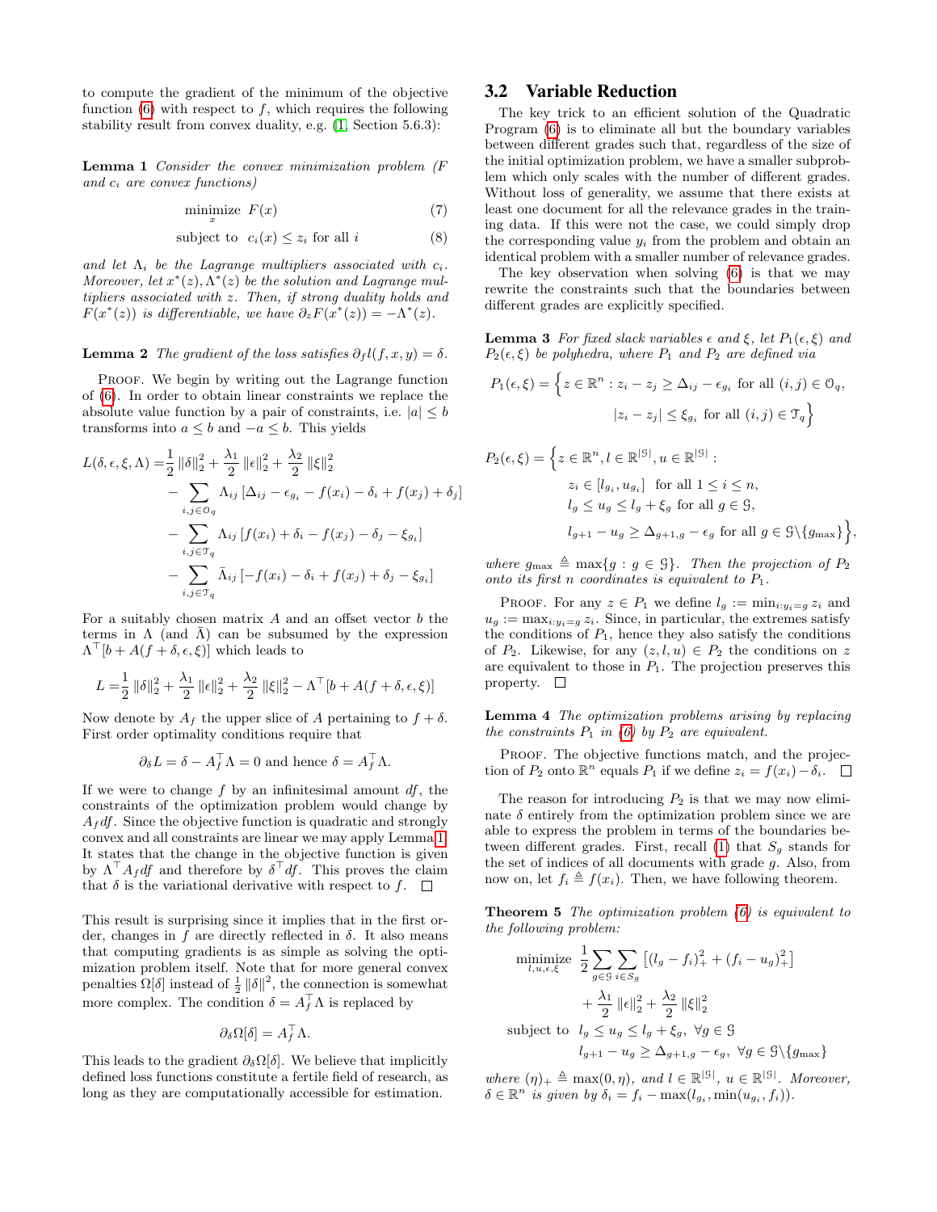to compute the gradient of the minimum of the objective function (6) with respect to $f$, which requires the following stability result from convex duality, e.g. [1, Section 5.6.3):

**Lemma 1** *Consider the convex minimization problem ($F$ and $c_i$ are convex functions)*

$$\underset{x}{\text{minimize}} \;\; F(x) \tag{7}$$

$$\text{subject to} \;\; c_i(x) \leq z_i \text{ for all } i \tag{8}$$

*and let $\Lambda_i$ be the Lagrange multipliers associated with $c_i$. Moreover, let $x^*(z), \Lambda^*(z)$ be the solution and Lagrange multipliers associated with $z$. Then, if strong duality holds and $F(x^*(z))$ is differentiable, we have $\partial_z F(x^*(z)) = -\Lambda^*(z)$.*

**Lemma 2** *The gradient of the loss satisfies $\partial_f l(f, x, y) = \delta$.*

Proof. We begin by writing out the Lagrange function of (6). In order to obtain linear constraints we replace the absolute value function by a pair of constraints, i.e. $|a| \leq b$ transforms into $a \leq b$ and $-a \leq b$. This yields

$$\begin{aligned}
L(\delta, \epsilon, \xi, \Lambda) =& \frac{1}{2}\|\delta\|_2^2 + \frac{\lambda_1}{2}\|\epsilon\|_2^2 + \frac{\lambda_2}{2}\|\xi\|_2^2 \\
&- \sum_{i,j \in \mathcal{O}_q} \Lambda_{ij}\left[\Delta_{ij} - \epsilon_{g_i} - f(x_i) - \delta_i + f(x_j) + \delta_j\right] \\
&- \sum_{i,j \in \mathcal{T}_q} \Lambda_{ij}\left[f(x_i) + \delta_i - f(x_j) - \delta_j - \xi_{g_i}\right] \\
&- \sum_{i,j \in \mathcal{T}_q} \bar{\Lambda}_{ij}\left[-f(x_i) - \delta_i + f(x_j) + \delta_j - \xi_{g_i}\right]
\end{aligned}$$

For a suitably chosen matrix $A$ and an offset vector $b$ the terms in $\Lambda$ (and $\bar{\Lambda}$) can be subsumed by the expression $\Lambda^\top[b + A(f + \delta, \epsilon, \xi)]$ which leads to

$$L = \frac{1}{2}\|\delta\|_2^2 + \frac{\lambda_1}{2}\|\epsilon\|_2^2 + \frac{\lambda_2}{2}\|\xi\|_2^2 - \Lambda^\top[b + A(f + \delta, \epsilon, \xi)]$$

Now denote by $A_f$ the upper slice of $A$ pertaining to $f + \delta$. First order optimality conditions require that

$$\partial_\delta L = \delta - A_f^\top \Lambda = 0 \text{ and hence } \delta = A_f^\top \Lambda.$$

If we were to change $f$ by an infinitesimal amount $df$, the constraints of the optimization problem would change by $A_f df$. Since the objective function is quadratic and strongly convex and all constraints are linear we may apply Lemma 1. It states that the change in the objective function is given by $\Lambda^\top A_f df$ and therefore by $\delta^\top df$. This proves the claim that $\delta$ is the variational derivative with respect to $f$. ☐

This result is surprising since it implies that in the first order, changes in $f$ are directly reflected in $\delta$. It also means that computing gradients is as simple as solving the optimization problem itself. Note that for more general convex penalties $\Omega[\delta]$ instead of $\frac{1}{2}\|\delta\|^2$, the connection is somewhat more complex. The condition $\delta = A_f^\top \Lambda$ is replaced by

$$\partial_\delta \Omega[\delta] = A_f^\top \Lambda.$$

This leads to the gradient $\partial_\delta \Omega[\delta]$. We believe that implicitly defined loss functions constitute a fertile field of research, as long as they are computationally accessible for estimation.

## 3.2 Variable Reduction

The key trick to an efficient solution of the Quadratic Program (6) is to eliminate all but the boundary variables between different grades such that, regardless of the size of the initial optimization problem, we have a smaller subproblem which only scales with the number of different grades. Without loss of generality, we assume that there exists at least one document for all the relevance grades in the training data. If this were not the case, we could simply drop the corresponding value $y_i$ from the problem and obtain an identical problem with a smaller number of relevance grades.

The key observation when solving (6) is that we may rewrite the constraints such that the boundaries between different grades are explicitly specified.

**Lemma 3** *For fixed slack variables $\epsilon$ and $\xi$, let $P_1(\epsilon, \xi)$ and $P_2(\epsilon, \xi)$ be polyhedra, where $P_1$ and $P_2$ are defined via*

$$P_1(\epsilon, \xi) = \Big\{ z \in \mathbb{R}^n : z_i - z_j \geq \Delta_{ij} - \epsilon_{g_i} \text{ for all } (i,j) \in \mathcal{O}_q, \\ |z_i - z_j| \leq \xi_{g_i} \text{ for all } (i,j) \in \mathcal{T}_q \Big\}$$

$$\begin{aligned}
P_2(\epsilon, \xi) = \Big\{ & z \in \mathbb{R}^n, l \in \mathbb{R}^{|\mathcal{G}|}, u \in \mathbb{R}^{|\mathcal{G}|} : \\
& z_i \in [l_{g_i}, u_{g_i}] \text{ for all } 1 \leq i \leq n, \\
& l_g \leq u_g \leq l_g + \xi_g \text{ for all } g \in \mathcal{G}, \\
& l_{g+1} - u_g \geq \Delta_{g+1,g} - \epsilon_g \text{ for all } g \in \mathcal{G} \backslash \{g_{\max}\} \Big\},
\end{aligned}$$

*where $g_{\max} \triangleq \max\{g : g \in \mathcal{G}\}$. Then the projection of $P_2$ onto its first $n$ coordinates is equivalent to $P_1$.*

Proof. For any $z \in P_1$ we define $l_g := \min_{i:y_i=g} z_i$ and $u_g := \max_{i:y_i=g} z_i$. Since, in particular, the extremes satisfy the conditions of $P_1$, hence they also satisfy the conditions of $P_2$. Likewise, for any $(z, l, u) \in P_2$ the conditions on $z$ are equivalent to those in $P_1$. The projection preserves this property. ☐

**Lemma 4** *The optimization problems arising by replacing the constraints $P_1$ in (6) by $P_2$ are equivalent.*

Proof. The objective functions match, and the projection of $P_2$ onto $\mathbb{R}^n$ equals $P_1$ if we define $z_i = f(x_i) - \delta_i$. ☐

The reason for introducing $P_2$ is that we may now eliminate $\delta$ entirely from the optimization problem since we are able to express the problem in terms of the boundaries between different grades. First, recall (1) that $S_g$ stands for the set of indices of all documents with grade $g$. Also, from now on, let $f_i \triangleq f(x_i)$. Then, we have following theorem.

**Theorem 5** *The optimization problem (6) is equivalent to the following problem:*

$$\begin{aligned}
\underset{l,u,\epsilon,\xi}{\text{minimize}} \;\; & \frac{1}{2}\sum_{g \in \mathcal{G}} \sum_{i \in S_g} \left[(l_g - f_i)_+^2 + (f_i - u_g)_+^2\right] \\
& + \frac{\lambda_1}{2}\|\epsilon\|_2^2 + \frac{\lambda_2}{2}\|\xi\|_2^2 \\
\text{subject to} \;\; & l_g \leq u_g \leq l_g + \xi_g, \;\; \forall g \in \mathcal{G} \\
& l_{g+1} - u_g \geq \Delta_{g+1,g} - \epsilon_g, \;\; \forall g \in \mathcal{G} \backslash \{g_{\max}\}
\end{aligned}$$

*where $(\eta)_+ \triangleq \max(0, \eta)$, and $l \in \mathbb{R}^{|\mathcal{G}|}$, $u \in \mathbb{R}^{|\mathcal{G}|}$. Moreover, $\delta \in \mathbb{R}^n$ is given by $\delta_i = f_i - \max(l_{g_i}, \min(u_{g_i}, f_i))$.*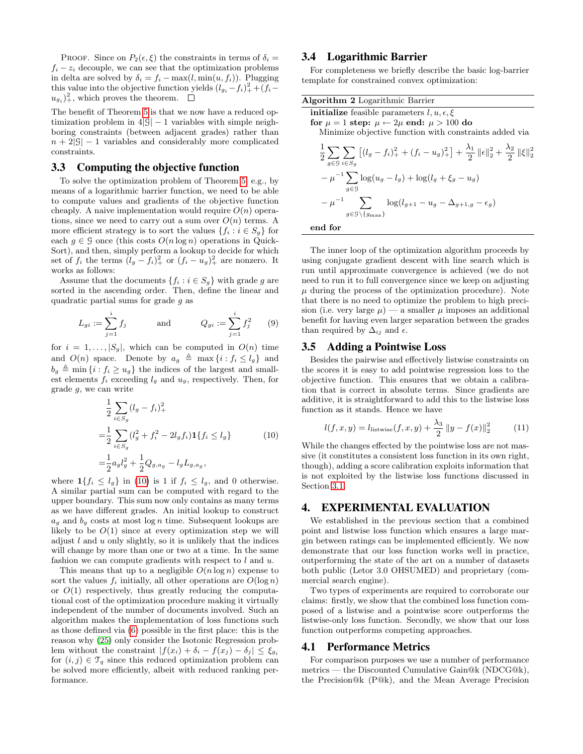PROOF. Since on $P_2(\epsilon, \xi)$ the constraints in terms of $\delta_i = f_i - z_i$ decouple, we can see that the optimization problems in delta are solved by $\delta_i = f_i - \max(l, \min(u, f_i))$. Plugging this value into the objective function yields $(l_{g_i} - f_i)_+^2 + (f_i - u_{g_i})_+^2$, which proves the theorem. □

The benefit of Theorem 5 is that we now have a reduced optimization problem in $4|\mathcal{G}| - 1$ variables with simple neighboring constraints (between adjacent grades) rather than $n + 2|\mathcal{G}| - 1$ variables and considerably more complicated constraints.

### 3.3 Computing the objective function

To solve the optimization problem of Theorem 5, e.g., by means of a logarithmic barrier function, we need to be able to compute values and gradients of the objective function cheaply. A naive implementation would require $O(n)$ operations, since we need to carry out a sum over $O(n)$ terms. A more efficient strategy is to sort the values $\{f_i : i \in S_g\}$ for each $g \in \mathcal{G}$ once (this costs $O(n \log n)$ operations in QuickSort), and then, simply perform a lookup to decide for which set of $f_i$ the terms $(l_g - f_i)_+^2$ or $(f_i - u_g)_+^2$ are nonzero. It works as follows:

Assume that the documents $\{f_i : i \in S_g\}$ with grade $g$ are sorted in the ascending order. Then, define the linear and quadratic partial sums for grade $g$ as

$$L_{gi} := \sum_{j=1}^{i} f_j \qquad \text{and} \qquad Q_{gi} := \sum_{j=1}^{i} f_j^2 \tag{9}$$

for $i = 1, \ldots, |S_g|$, which can be computed in $O(n)$ time and $O(n)$ space. Denote by $a_g \triangleq \max\{i : f_i \leq l_g\}$ and $b_g \triangleq \min\{i : f_i \geq u_g\}$ the indices of the largest and smallest elements $f_i$ exceeding $l_g$ and $u_g$, respectively. Then, for grade $g$, we can write

$$
\begin{aligned}
&\frac{1}{2}\sum_{i \in S_g} (l_g - f_i)_+^2 \\
=&\frac{1}{2}\sum_{i \in S_g} (l_g^2 + f_i^2 - 2 l_g f_i)\mathbf{1}\{f_i \leq l_g\} \\
=&\frac{1}{2} a_g l_g^2 + \frac{1}{2} Q_{g,a_g} - l_g L_{g,a_g},
\end{aligned}
\tag{10}
$$

where $\mathbf{1}\{f_i \leq l_g\}$ in (10) is 1 if $f_i \leq l_g$, and 0 otherwise. A similar partial sum can be computed with regard to the upper boundary. This sum now only contains as many terms as we have different grades. An initial lookup to construct $a_g$ and $b_g$ costs at most $\log n$ time. Subsequent lookups are likely to be $O(1)$ since at every optimization step we will adjust $l$ and $u$ only slightly, so it is unlikely that the indices will change by more than one or two at a time. In the same fashion we can compute gradients with respect to $l$ and $u$.

This means that up to a negligible $O(n \log n)$ expense to sort the values $f_i$ initially, all other operations are $O(\log n)$ or $O(1)$ respectively, thus greatly reducing the computational cost of the optimization procedure making it virtually independent of the number of documents involved. Such an algorithm makes the implementation of loss functions such as those defined via (6) possible in the first place: this is the reason why (25) only consider the Isotonic Regression problem without the constraint $|f(x_i) + \delta_i - f(x_j) - \delta_j| \leq \xi_{g_i}$ for $(i, j) \in \mathcal{T}_q$ since this reduced optimization problem can be solved more efficiently, albeit with reduced ranking performance.

### 3.4 Logarithmic Barrier

For completeness we briefly describe the basic log-barrier template for constrained convex optimization:

**Algorithm 2** Logarithmic Barrier

**initialize** feasible parameters $l, u, \epsilon, \xi$
**for** $\mu = 1$ **step:** $\mu \leftarrow 2\mu$ **end:** $\mu > 100$ **do**
  Minimize objective function with constraints added via

$$
\begin{aligned}
&\frac{1}{2}\sum_{g \in \mathcal{G}} \sum_{i \in S_g} \left[(l_g - f_i)_+^2 + (f_i - u_g)_+^2\right] + \frac{\lambda_1}{2}\|\epsilon\|_2^2 + \frac{\lambda_2}{2}\|\xi\|_2^2 \\
&- \mu^{-1} \sum_{g \in \mathcal{G}} \log(u_g - l_g) + \log(l_g + \xi_g - u_g) \\
&- \mu^{-1} \sum_{g \in \mathcal{G}\setminus\{g_{\max}\}} \log(l_{g+1} - u_g - \Delta_{g+1,g} - \epsilon_g)
\end{aligned}
$$

**end for**

The inner loop of the optimization algorithm proceeds by using conjugate gradient descent with line search which is run until approximate convergence is achieved (we do not need to run it to full convergence since we keep on adjusting $\mu$ during the process of the optimization procedure). Note that there is no need to optimize the problem to high precision (i.e. very large $\mu$) — a smaller $\mu$ imposes an additional benefit for having even larger separation between the grades than required by $\Delta_{ij}$ and $\epsilon$.

### 3.5 Adding a Pointwise Loss

Besides the pairwise and effectively listwise constraints on the scores it is easy to add pointwise regression loss to the objective function. This ensures that we obtain a calibration that is correct in absolute terms. Since gradients are additive, it is straightforward to add this to the listwise loss function as it stands. Hence we have

$$l(f, x, y) = l_{\text{listwise}}(f, x, y) + \frac{\lambda_3}{2}\|y - f(x)\|_2^2 \tag{11}$$

While the changes effected by the pointwise loss are not massive (it constitutes a consistent loss function in its own right, though), adding a score calibration exploits information that is not exploited by the listwise loss functions discussed in Section 3.1.

## 4. EXPERIMENTAL EVALUATION

We established in the previous section that a combined point and listwise loss function which ensures a large margin between ratings can be implemented efficiently. We now demonstrate that our loss function works well in practice, outperforming the state of the art on a number of datasets both public (Letor 3.0 OHSUMED) and proprietary (commercial search engine).

Two types of experiments are required to corroborate our claims: firstly, we show that the combined loss function composed of a listwise and a pointwise score outperforms the listwise-only loss function. Secondly, we show that our loss function outperforms competing approaches.

### 4.1 Performance Metrics

For comparison purposes we use a number of performance metrics — the Discounted Cumulative Gain@k (NDCG@k), the Precision@k (P@k), and the Mean Average Precision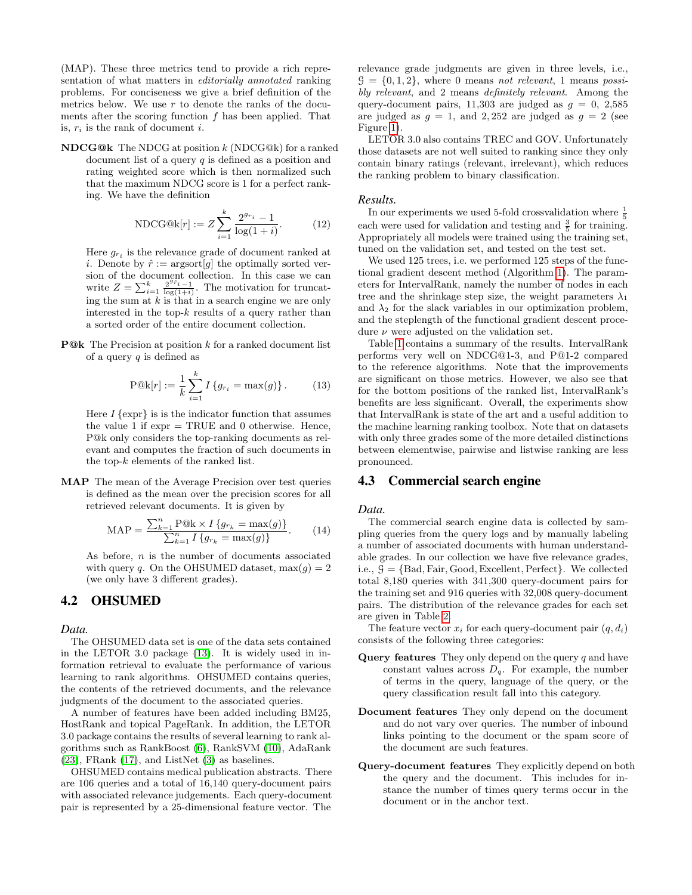(MAP). These three metrics tend to provide a rich representation of what matters in *editorially annotated* ranking problems. For conciseness we give a brief definition of the metrics below. We use $r$ to denote the ranks of the documents after the scoring function $f$ has been applied. That is, $r_i$ is the rank of document $i$.

**NDCG@k** The NDCG at position $k$ (NDCG@k) for a ranked document list of a query $q$ is defined as a position and rating weighted score which is then normalized such that the maximum NDCG score is 1 for a perfect ranking. We have the definition

$$\mathrm{NDCG@k}[r] := Z \sum_{i=1}^{k} \frac{2^{g_{r_i}} - 1}{\log(1+i)}. \tag{12}$$

Here $g_{r_i}$ is the relevance grade of document ranked at $i$. Denote by $\hat{r} := \mathrm{argsort}[g]$ the optimally sorted version of the document collection. In this case we can write $Z = \sum_{i=1}^{k} \frac{2^{g_{\hat{r}_i}}-1}{\log(1+i)}$. The motivation for truncating the sum at $k$ is that in a search engine we are only interested in the top-$k$ results of a query rather than a sorted order of the entire document collection.

**P@k** The Precision at position $k$ for a ranked document list of a query $q$ is defined as

$$\mathrm{P@k}[r] := \frac{1}{k} \sum_{i=1}^{k} I\left\{g_{r_i} = \max(g)\right\}. \tag{13}$$

Here $I\{\mathrm{expr}\}$ is is the indicator function that assumes the value 1 if expr = TRUE and 0 otherwise. Hence, P@k only considers the top-ranking documents as relevant and computes the fraction of such documents in the top-$k$ elements of the ranked list.

**MAP** The mean of the Average Precision over test queries is defined as the mean over the precision scores for all retrieved relevant documents. It is given by

$$\mathrm{MAP} = \frac{\sum_{k=1}^{n} \mathrm{P@k} \times I\left\{g_{r_k} = \max(g)\right\}}{\sum_{k=1}^{n} I\left\{g_{r_k} = \max(g)\right\}}. \tag{14}$$

As before, $n$ is the number of documents associated with query $q$. On the OHSUMED dataset, $\max(g) = 2$ (we only have 3 different grades).

## 4.2 OHSUMED

### *Data.*

The OHSUMED data set is one of the data sets contained in the LETOR 3.0 package (13). It is widely used in information retrieval to evaluate the performance of various learning to rank algorithms. OHSUMED contains queries, the contents of the retrieved documents, and the relevance judgments of the document to the associated queries.

A number of features have been added including BM25, HostRank and topical PageRank. In addition, the LETOR 3.0 package contains the results of several learning to rank algorithms such as RankBoost (6), RankSVM (10), AdaRank (23), FRank (17), and ListNet (3) as baselines.

OHSUMED contains medical publication abstracts. There are 106 queries and a total of 16,140 query-document pairs with associated relevance judgements. Each query-document pair is represented by a 25-dimensional feature vector. The relevance grade judgments are given in three levels, i.e., $\mathcal{G} = \{0, 1, 2\}$, where 0 means *not relevant*, 1 means *possibly relevant*, and 2 means *definitely relevant*. Among the query-document pairs, 11,303 are judged as $g = 0$, 2,585 are judged as $g = 1$, and 2,252 are judged as $g = 2$ (see Figure 1).

LETOR 3.0 also contains TREC and GOV. Unfortunately those datasets are not well suited to ranking since they only contain binary ratings (relevant, irrelevant), which reduces the ranking problem to binary classification.

### *Results.*

In our experiments we used 5-fold crossvalidation where $\frac{1}{5}$ each were used for validation and testing and $\frac{3}{5}$ for training. Appropriately all models were trained using the training set, tuned on the validation set, and tested on the test set.

We used 125 trees, i.e. we performed 125 steps of the functional gradient descent method (Algorithm 1). The parameters for IntervalRank, namely the number of nodes in each tree and the shrinkage step size, the weight parameters $\lambda_1$ and $\lambda_2$ for the slack variables in our optimization problem, and the steplength of the functional gradient descent procedure $\nu$ were adjusted on the validation set.

Table 1 contains a summary of the results. IntervalRank performs very well on NDCG@1-3, and P@1-2 compared to the reference algorithms. Note that the improvements are significant on those metrics. However, we also see that for the bottom positions of the ranked list, IntervalRank's benefits are less significant. Overall, the experiments show that IntervalRank is state of the art and a useful addition to the machine learning ranking toolbox. Note that on datasets with only three grades some of the more detailed distinctions between elementwise, pairwise and listwise ranking are less pronounced.

## 4.3 Commercial search engine

### *Data.*

The commercial search engine data is collected by sampling queries from the query logs and by manually labeling a number of associated documents with human understandable grades. In our collection we have five relevance grades, i.e., $\mathcal{G} = \{\text{Bad}, \text{Fair}, \text{Good}, \text{Excellent}, \text{Perfect}\}$. We collected total 8,180 queries with 341,300 query-document pairs for the training set and 916 queries with 32,008 query-document pairs. The distribution of the relevance grades for each set are given in Table 2.

The feature vector $x_i$ for each query-document pair $(q, d_i)$ consists of the following three categories:

**Query features** They only depend on the query $q$ and have constant values across $D_q$. For example, the number of terms in the query, language of the query, or the query classification result fall into this category.

**Document features** They only depend on the document and do not vary over queries. The number of inbound links pointing to the document or the spam score of the document are such features.

**Query-document features** They explicitly depend on both the query and the document. This includes for instance the number of times query terms occur in the document or in the anchor text.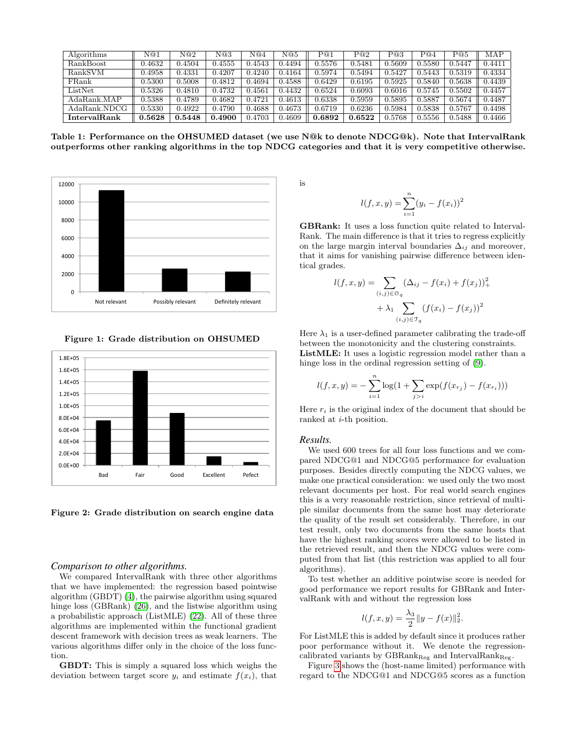| Algorithms | N@1 | N@2 | N@3 | N@4 | N@5 | P@1 | P@2 | P@3 | P@4 | P@5 | MAP |
|---|---|---|---|---|---|---|---|---|---|---|---|
| RankBoost | 0.4632 | 0.4504 | 0.4555 | 0.4543 | 0.4494 | 0.5576 | 0.5481 | 0.5609 | 0.5580 | 0.5447 | 0.4411 |
| RankSVM | 0.4958 | 0.4331 | 0.4207 | 0.4240 | 0.4164 | 0.5974 | 0.5494 | 0.5427 | 0.5443 | 0.5319 | 0.4334 |
| FRank | 0.5300 | 0.5008 | 0.4812 | 0.4694 | 0.4588 | 0.6429 | 0.6195 | 0.5925 | 0.5840 | 0.5638 | 0.4439 |
| ListNet | 0.5326 | 0.4810 | 0.4732 | 0.4561 | 0.4432 | 0.6524 | 0.6093 | 0.6016 | 0.5745 | 0.5502 | 0.4457 |
| AdaRank.MAP | 0.5388 | 0.4789 | 0.4682 | 0.4721 | 0.4613 | 0.6338 | 0.5959 | 0.5895 | 0.5887 | 0.5674 | 0.4487 |
| AdaRank.NDCG | 0.5330 | 0.4922 | 0.4790 | 0.4688 | 0.4673 | 0.6719 | 0.6236 | 0.5984 | 0.5838 | 0.5767 | 0.4498 |
| **IntervalRank** | **0.5628** | **0.5448** | **0.4900** | 0.4703 | 0.4609 | **0.6892** | **0.6522** | 0.5768 | 0.5556 | 0.5488 | 0.4466 |

**Table 1: Performance on the OHSUMED dataset (we use N@k to denote NDCG@k). Note that IntervalRank outperforms other ranking algorithms in the top NDCG categories and that it is very competitive otherwise.**

**Figure 1: Grade distribution on OHSUMED**

**Figure 2: Grade distribution on search engine data**

### *Comparison to other algorithms.*

We compared IntervalRank with three other algorithms that we have implemented: the regression based pointwise algorithm (GBDT) [4], the pairwise algorithm using squared hinge loss (GBRank) [26], and the listwise algorithm using a probabilistic approach (ListMLE) [22]. All of these three algorithms are implemented within the functional gradient descent framework with decision trees as weak learners. The various algorithms differ only in the choice of the loss function.

**GBDT:** This is simply a squared loss which weighs the deviation between target score $y_i$ and estimate $f(x_i)$, that is

$$l(f, x, y) = \sum_{i=1}^{n} (y_i - f(x_i))^2$$

**GBRank:** It uses a loss function quite related to IntervalRank. The main difference is that it tries to regress explicitly on the large margin interval boundaries $\Delta_{ij}$ and moreover, that it aims for vanishing pairwise difference between identical grades.

$$l(f, x, y) = \sum_{(i,j) \in \mathcal{O}_q} (\Delta_{ij} - f(x_i) + f(x_j))_+^2 + \lambda_1 \sum_{(i,j) \in \mathcal{T}_q} (f(x_i) - f(x_j))^2$$

Here $\lambda_1$ is a user-defined parameter calibrating the trade-off between the monotonicity and the clustering constraints.

**ListMLE:** It uses a logistic regression model rather than a hinge loss in the ordinal regression setting of [9].

$$l(f, x, y) = -\sum_{i=1}^{n} \log(1 + \sum_{j>i} \exp(f(x_{r_j}) - f(x_{r_i})))$$

Here $r_i$ is the original index of the document that should be ranked at $i$-th position.

### *Results.*

We used 600 trees for all four loss functions and we compared NDCG@1 and NDCG@5 performance for evaluation purposes. Besides directly computing the NDCG values, we make one practical consideration: we used only the two most relevant documents per host. For real world search engines this is a very reasonable restriction, since retrieval of multiple similar documents from the same host may deteriorate the quality of the result set considerably. Therefore, in our test result, only two documents from the same hosts that have the highest ranking scores were allowed to be listed in the retrieved result, and then the NDCG values were computed from that list (this restriction was applied to all four algorithms).

To test whether an additive pointwise score is needed for good performance we report results for GBRank and IntervalRank with and without the regression loss

$$l(f, x, y) = \frac{\lambda_3}{2} \|y - f(x)\|_2^2.$$

For ListMLE this is added by default since it produces rather poor performance without it. We denote the regression-calibrated variants by $\text{GBRank}_{\text{Reg}}$ and $\text{IntervalRank}_{\text{Reg}}$.

Figure 3 shows the (host-name limited) performance with regard to the NDCG@1 and NDCG@5 scores as a function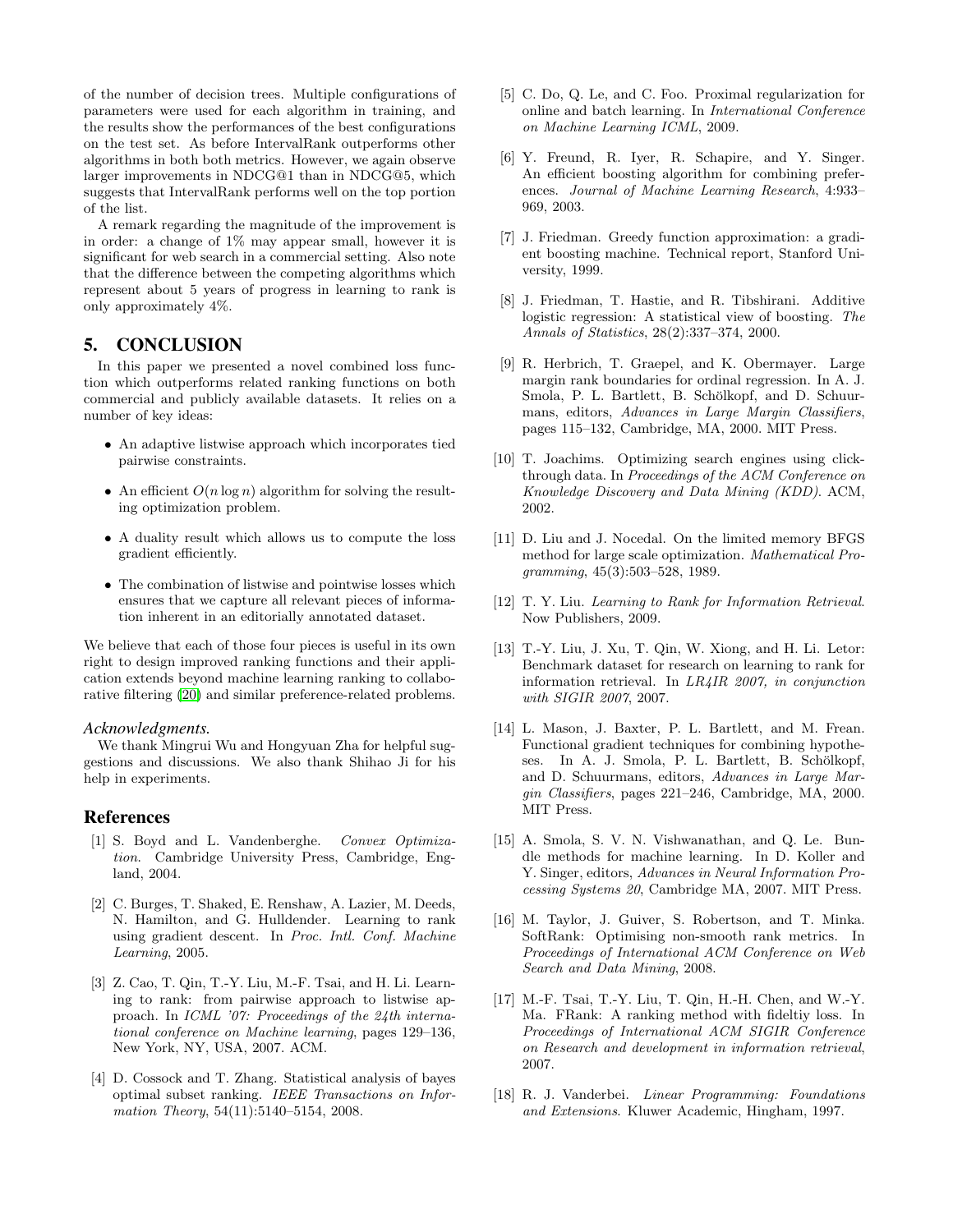of the number of decision trees. Multiple configurations of parameters were used for each algorithm in training, and the results show the performances of the best configurations on the test set. As before IntervalRank outperforms other algorithms in both both metrics. However, we again observe larger improvements in NDCG@1 than in NDCG@5, which suggests that IntervalRank performs well on the top portion of the list.

A remark regarding the magnitude of the improvement is in order: a change of 1% may appear small, however it is significant for web search in a commercial setting. Also note that the difference between the competing algorithms which represent about 5 years of progress in learning to rank is only approximately 4%.

## 5. CONCLUSION

In this paper we presented a novel combined loss function which outperforms related ranking functions on both commercial and publicly available datasets. It relies on a number of key ideas:

- An adaptive listwise approach which incorporates tied pairwise constraints.
- An efficient $O(n \log n)$ algorithm for solving the resulting optimization problem.
- A duality result which allows us to compute the loss gradient efficiently.
- The combination of listwise and pointwise losses which ensures that we capture all relevant pieces of information inherent in an editorially annotated dataset.

We believe that each of those four pieces is useful in its own right to design improved ranking functions and their application extends beyond machine learning ranking to collaborative filtering [20] and similar preference-related problems.

### *Acknowledgments.*

We thank Mingrui Wu and Hongyuan Zha for helpful suggestions and discussions. We also thank Shihao Ji for his help in experiments.

## References

[1] S. Boyd and L. Vandenberghe. *Convex Optimization*. Cambridge University Press, Cambridge, England, 2004.

[2] C. Burges, T. Shaked, E. Renshaw, A. Lazier, M. Deeds, N. Hamilton, and G. Hulldender. Learning to rank using gradient descent. In *Proc. Intl. Conf. Machine Learning*, 2005.

[3] Z. Cao, T. Qin, T.-Y. Liu, M.-F. Tsai, and H. Li. Learning to rank: from pairwise approach to listwise approach. In *ICML '07: Proceedings of the 24th international conference on Machine learning*, pages 129–136, New York, NY, USA, 2007. ACM.

[4] D. Cossock and T. Zhang. Statistical analysis of bayes optimal subset ranking. *IEEE Transactions on Information Theory*, 54(11):5140–5154, 2008.

[5] C. Do, Q. Le, and C. Foo. Proximal regularization for online and batch learning. In *International Conference on Machine Learning ICML*, 2009.

[6] Y. Freund, R. Iyer, R. Schapire, and Y. Singer. An efficient boosting algorithm for combining preferences. *Journal of Machine Learning Research*, 4:933–969, 2003.

[7] J. Friedman. Greedy function approximation: a gradient boosting machine. Technical report, Stanford University, 1999.

[8] J. Friedman, T. Hastie, and R. Tibshirani. Additive logistic regression: A statistical view of boosting. *The Annals of Statistics*, 28(2):337–374, 2000.

[9] R. Herbrich, T. Graepel, and K. Obermayer. Large margin rank boundaries for ordinal regression. In A. J. Smola, P. L. Bartlett, B. Schölkopf, and D. Schuurmans, editors, *Advances in Large Margin Classifiers*, pages 115–132, Cambridge, MA, 2000. MIT Press.

[10] T. Joachims. Optimizing search engines using clickthrough data. In *Proceedings of the ACM Conference on Knowledge Discovery and Data Mining (KDD)*. ACM, 2002.

[11] D. Liu and J. Nocedal. On the limited memory BFGS method for large scale optimization. *Mathematical Programming*, 45(3):503–528, 1989.

[12] T. Y. Liu. *Learning to Rank for Information Retrieval*. Now Publishers, 2009.

[13] T.-Y. Liu, J. Xu, T. Qin, W. Xiong, and H. Li. Letor: Benchmark dataset for research on learning to rank for information retrieval. In *LR4IR 2007, in conjunction with SIGIR 2007*, 2007.

[14] L. Mason, J. Baxter, P. L. Bartlett, and M. Frean. Functional gradient techniques for combining hypotheses. In A. J. Smola, P. L. Bartlett, B. Schölkopf, and D. Schuurmans, editors, *Advances in Large Margin Classifiers*, pages 221–246, Cambridge, MA, 2000. MIT Press.

[15] A. Smola, S. V. N. Vishwanathan, and Q. Le. Bundle methods for machine learning. In D. Koller and Y. Singer, editors, *Advances in Neural Information Processing Systems 20*, Cambridge MA, 2007. MIT Press.

[16] M. Taylor, J. Guiver, S. Robertson, and T. Minka. SoftRank: Optimising non-smooth rank metrics. In *Proceedings of International ACM Conference on Web Search and Data Mining*, 2008.

[17] M.-F. Tsai, T.-Y. Liu, T. Qin, H.-H. Chen, and W.-Y. Ma. FRank: A ranking method with fideltiy loss. In *Proceedings of International ACM SIGIR Conference on Research and development in information retrieval*, 2007.

[18] R. J. Vanderbei. *Linear Programming: Foundations and Extensions*. Kluwer Academic, Hingham, 1997.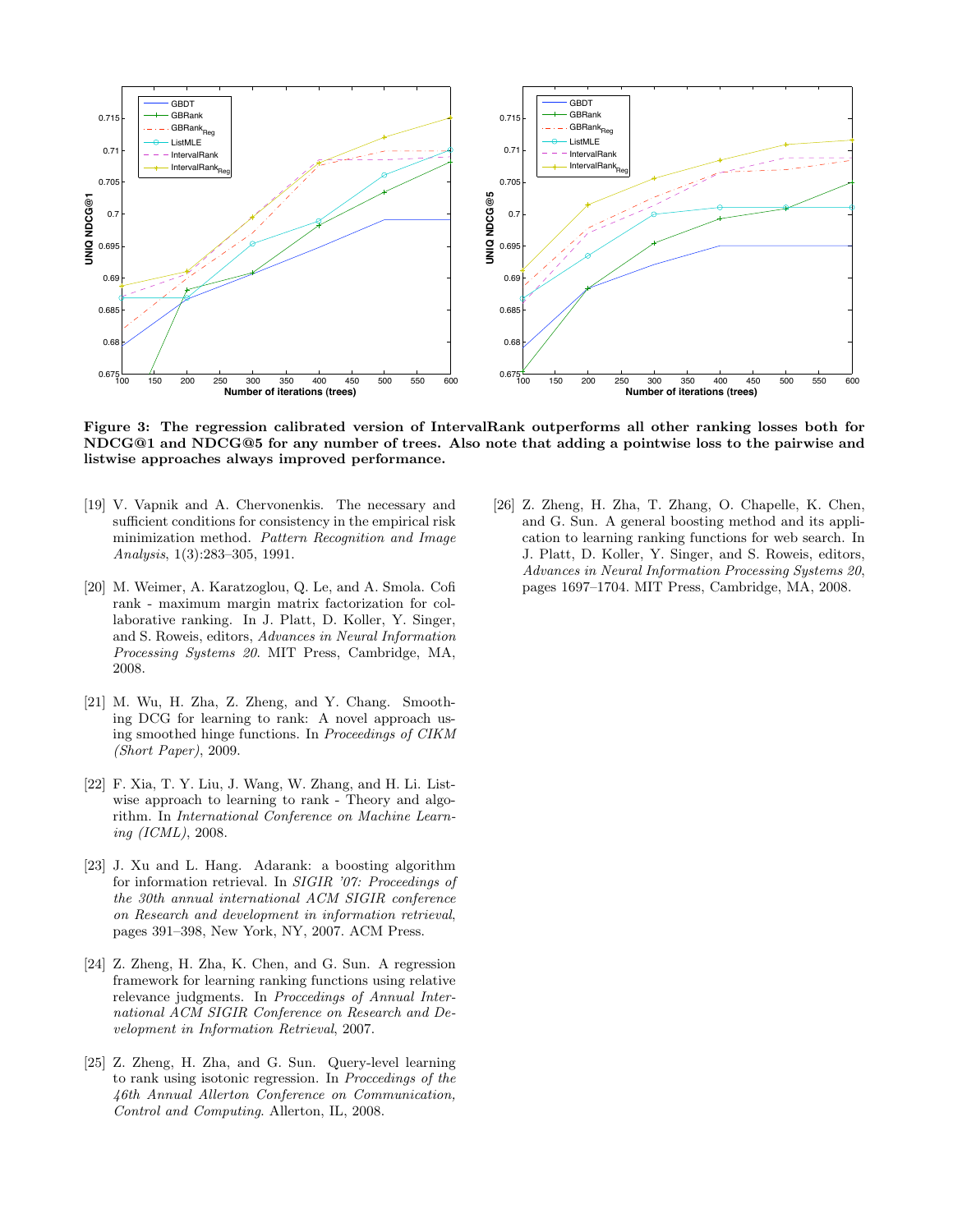GBDT
GBRank
GBRank$_{Reg}$
ListMLE
IntervalRank
IntervalRank$_{Reg}$

UNIQ NDCG@1

0.715
0.71
0.705
0.7
0.695
0.69
0.685
0.68
0.675

100 150 200 250 300 350 400 450 500 550 600

Number of iterations (trees)

GBDT
GBRank
GBRank$_{Reg}$
ListMLE
IntervalRank
IntervalRank$_{Reg}$

UNIQ NDCG@5

0.715
0.71
0.705
0.7
0.695
0.69
0.685
0.68
0.675

100 150 200 250 300 350 400 450 500 550 600

Number of iterations (trees)

**Figure 3: The regression calibrated version of IntervalRank outperforms all other ranking losses both for NDCG@1 and NDCG@5 for any number of trees. Also note that adding a pointwise loss to the pairwise and listwise approaches always improved performance.**

[19] V. Vapnik and A. Chervonenkis. The necessary and sufficient conditions for consistency in the empirical risk minimization method. *Pattern Recognition and Image Analysis*, 1(3):283–305, 1991.

[20] M. Weimer, A. Karatzoglou, Q. Le, and A. Smola. Cofi rank - maximum margin matrix factorization for collaborative ranking. In J. Platt, D. Koller, Y. Singer, and S. Roweis, editors, *Advances in Neural Information Processing Systems 20*. MIT Press, Cambridge, MA, 2008.

[21] M. Wu, H. Zha, Z. Zheng, and Y. Chang. Smoothing DCG for learning to rank: A novel approach using smoothed hinge functions. In *Proceedings of CIKM (Short Paper)*, 2009.

[22] F. Xia, T. Y. Liu, J. Wang, W. Zhang, and H. Li. Listwise approach to learning to rank - Theory and algorithm. In *International Conference on Machine Learning (ICML)*, 2008.

[23] J. Xu and L. Hang. Adarank: a boosting algorithm for information retrieval. In *SIGIR '07: Proceedings of the 30th annual international ACM SIGIR conference on Research and development in information retrieval*, pages 391–398, New York, NY, 2007. ACM Press.

[24] Z. Zheng, H. Zha, K. Chen, and G. Sun. A regression framework for learning ranking functions using relative relevance judgments. In *Proccedings of Annual International ACM SIGIR Conference on Research and Development in Information Retrieval*, 2007.

[25] Z. Zheng, H. Zha, and G. Sun. Query-level learning to rank using isotonic regression. In *Proccedings of the 46th Annual Allerton Conference on Communication, Control and Computing*. Allerton, IL, 2008.

[26] Z. Zheng, H. Zha, T. Zhang, O. Chapelle, K. Chen, and G. Sun. A general boosting method and its application to learning ranking functions for web search. In J. Platt, D. Koller, Y. Singer, and S. Roweis, editors, *Advances in Neural Information Processing Systems 20*, pages 1697–1704. MIT Press, Cambridge, MA, 2008.